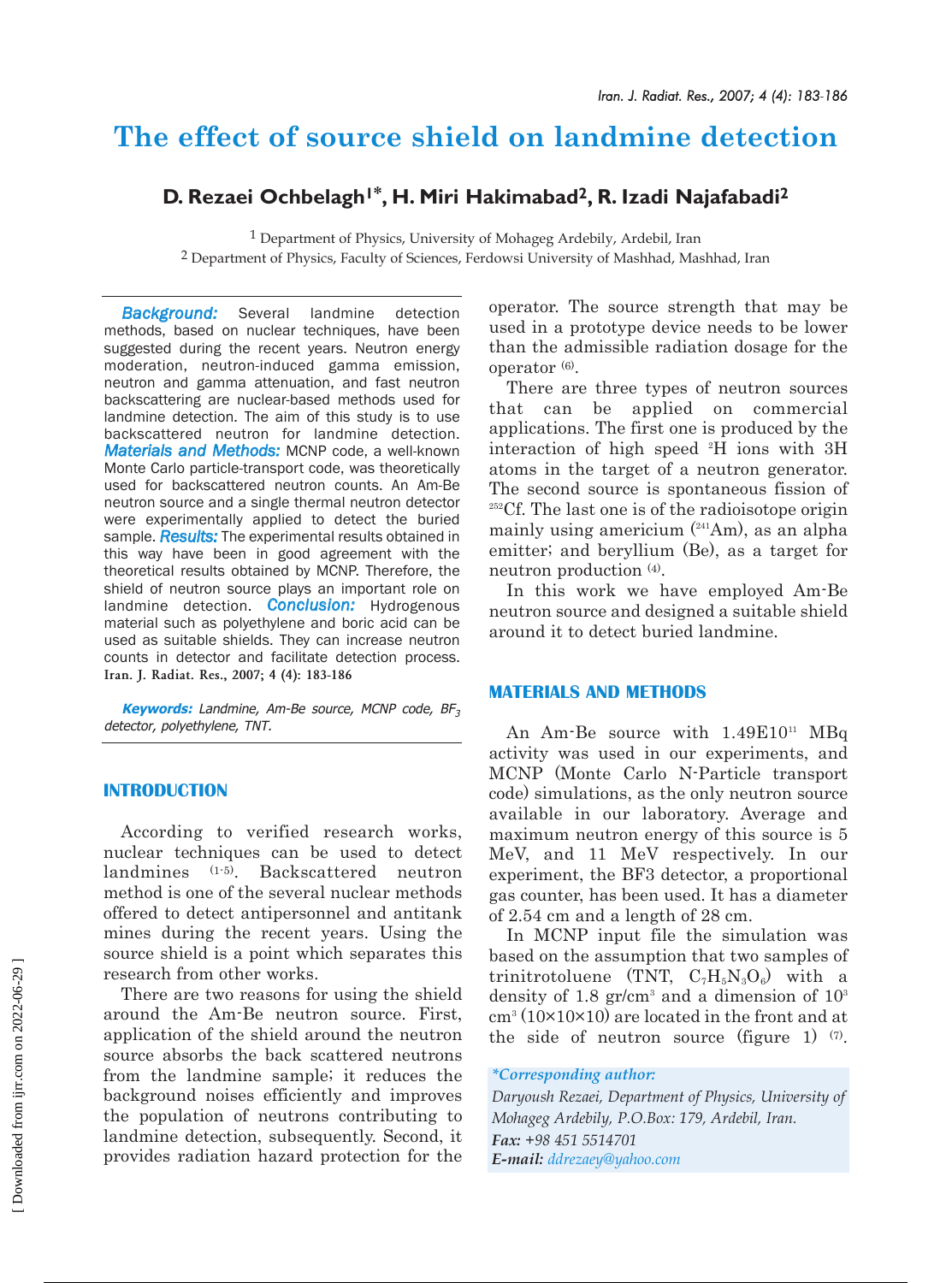# The effect of source shield on landmine detection

## D. Rezaei Ochbelagh[1*], H. Miri Hakimabad[2], R. Izadi Najafabadi[2]

[1] Department of Physics, University of Mohageg Ardebily, Ardebil, Iran

[2] Department of Physics, Faculty of Sciences, Ferdowsi University of Mashhad, Mashhad, Iran

***Background:*** Several landmine detection methods, based on nuclear techniques, have been suggested during the recent years. Neutron energy moderation, neutron-induced gamma emission, neutron and gamma attenuation, and fast neutron backscattering are nuclear-based methods used for landmine detection. The aim of this study is to use backscattered neutron for landmine detection. ***Materials and Methods:*** MCNP code, a well-known Monte Carlo particle-transport code, was theoretically used for backscattered neutron counts. An Am-Be neutron source and a single thermal neutron detector were experimentally applied to detect the buried sample. ***Results:*** The experimental results obtained in this way have been in good agreement with the theoretical results obtained by MCNP. Therefore, the shield of neutron source plays an important role on landmine detection. ***Conclusion:*** Hydrogenous material such as polyethylene and boric acid can be used as suitable shields. They can increase neutron counts in detector and facilitate detection process. **Iran. J. Radiat. Res., 2007; 4 (4): 183-186**

***Keywords:*** *Landmine, Am-Be source, MCNP code, $BF_3$ detector, polyethylene, TNT.*

## INTRODUCTION

According to verified research works, nuclear techniques can be used to detect landmines [1-5]. Backscattered neutron method is one of the several nuclear methods offered to detect antipersonnel and antitank mines during the recent years. Using the source shield is a point which separates this research from other works.

There are two reasons for using the shield around the Am-Be neutron source. First, application of the shield around the neutron source absorbs the back scattered neutrons from the landmine sample; it reduces the background noises efficiently and improves the population of neutrons contributing to landmine detection, subsequently. Second, it provides radiation hazard protection for the operator. The source strength that may be used in a prototype device needs to be lower than the admissible radiation dosage for the operator [6].

There are three types of neutron sources that can be applied on commercial applications. The first one is produced by the interaction of high speed $^{2}H$ ions with 3H atoms in the target of a neutron generator. The second source is spontaneous fission of $^{252}Cf$. The last one is of the radioisotope origin mainly using americium ($^{241}Am$), as an alpha emitter; and beryllium (Be), as a target for neutron production [4].

In this work we have employed Am-Be neutron source and designed a suitable shield around it to detect buried landmine.

## MATERIALS AND METHODS

An Am-Be source with 1.49E10$^{11}$ MBq activity was used in our experiments, and MCNP (Monte Carlo N-Particle transport code) simulations, as the only neutron source available in our laboratory. Average and maximum neutron energy of this source is 5 MeV, and 11 MeV respectively. In our experiment, the BF3 detector, a proportional gas counter, has been used. It has a diameter of 2.54 cm and a length of 28 cm.

In MCNP input file the simulation was based on the assumption that two samples of trinitrotoluene (TNT, $C_7H_5N_3O_6$) with a density of 1.8 gr/cm$^3$ and a dimension of 10$^3$ cm$^3$ (10×10×10) are located in the front and at the side of neutron source (figure 1) [7].

***\*Corresponding author:***

*Daryoush Rezaei, Department of Physics, University of Mohageg Ardebily, P.O.Box: 179, Ardebil, Iran.*

***Fax:*** *+98 451 5514701*

***E-mail:*** *ddrezaey@yahoo.com*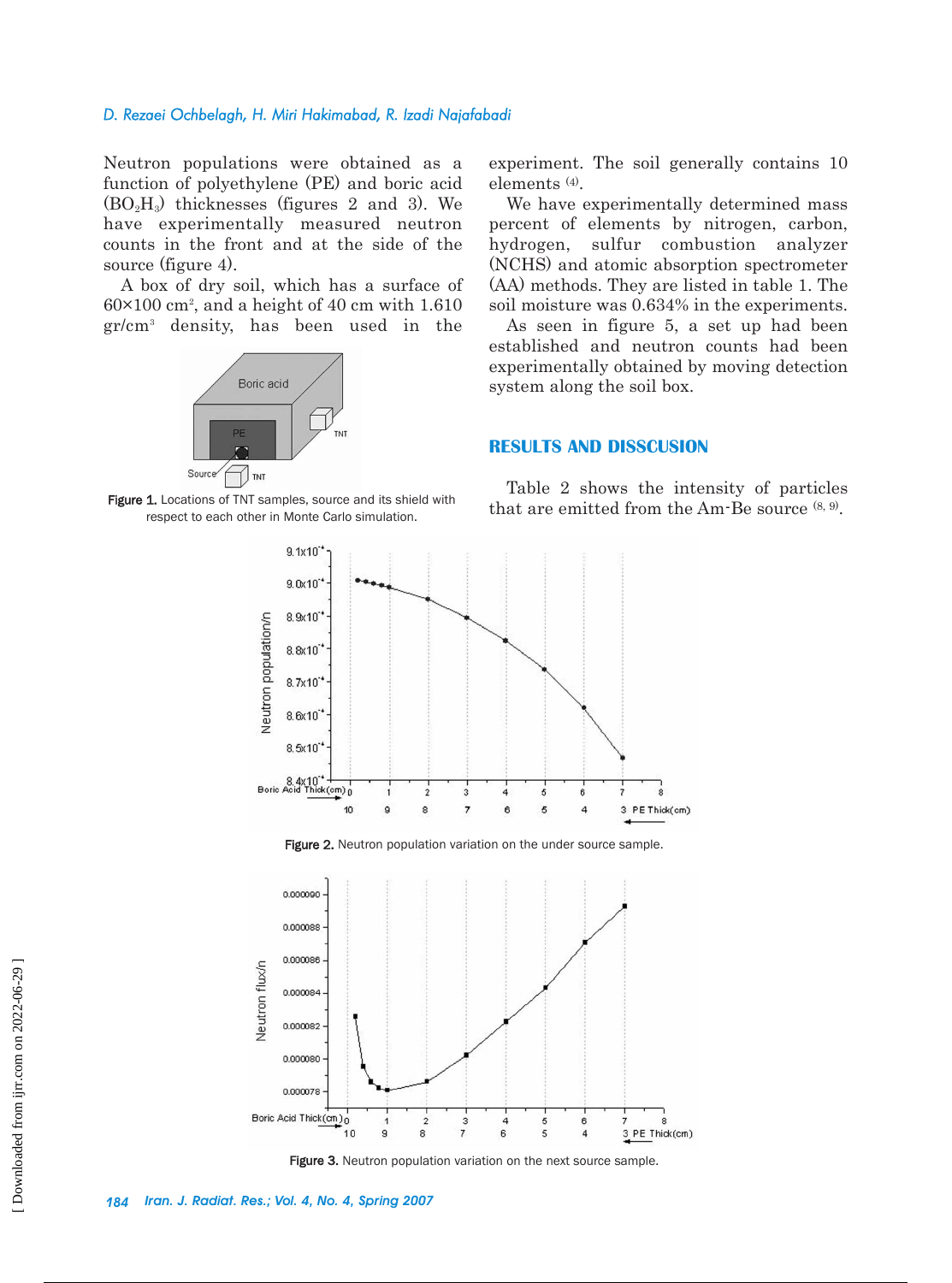Neutron populations were obtained as a function of polyethylene (PE) and boric acid ($BO_2H_3$) thicknesses (figures 2 and 3). We have experimentally measured neutron counts in the front and at the side of the source (figure 4).

A box of dry soil, which has a surface of 60×100 $cm^2$, and a height of 40 cm with 1.610 $gr/cm^3$ density, has been used in the experiment. The soil generally contains 10 elements [4].

Figure 1. Locations of TNT samples, source and its shield with respect to each other in Monte Carlo simulation.

We have experimentally determined mass percent of elements by nitrogen, carbon, hydrogen, sulfur combustion analyzer (NCHS) and atomic absorption spectrometer (AA) methods. They are listed in table 1. The soil moisture was 0.634% in the experiments.

As seen in figure 5, a set up had been established and neutron counts had been experimentally obtained by moving detection system along the soil box.

## RESULTS AND DISSCUSION

Table 2 shows the intensity of particles that are emitted from the Am-Be source [8, 9].

Figure 2. Neutron population variation on the under source sample.

Figure 3. Neutron population variation on the next source sample.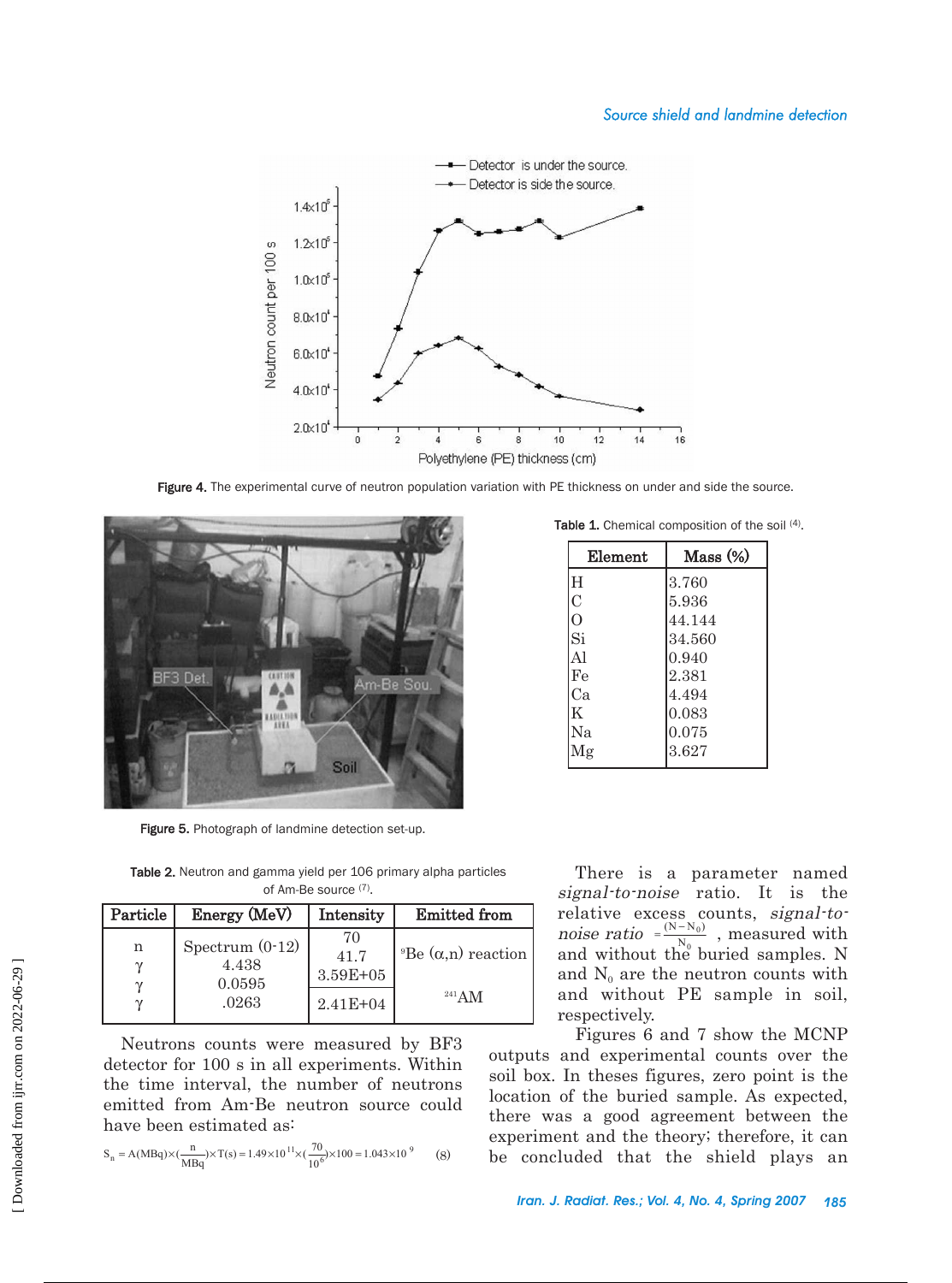Figure 4. The experimental curve of neutron population variation with PE thickness on under and side the source.

Figure 5. Photograph of landmine detection set-up.

Table 1. Chemical composition of the soil [4].

| Element | Mass (%) |
|---|---|
| H | 3.760 |
| C | 5.936 |
| O | 44.144 |
| Si | 34.560 |
| Al | 0.940 |
| Fe | 2.381 |
| Ca | 4.494 |
| K | 0.083 |
| Na | 0.075 |
| Mg | 3.627 |

Table 2. Neutron and gamma yield per 106 primary alpha particles of Am-Be source [7].

| Particle | Energy (MeV) | Intensity | Emitted from |
|---|---|---|---|
| n | Spectrum (0-12) | 70 | $^{9}$Be (α,n) reaction |
| γ | 4.438 | 41.7 | |
| γ | 0.0595 | 3.59E+05 | |
| γ | .0263 | 2.41E+04 | $^{241}$AM |

Neutrons counts were measured by BF3 detector for 100 s in all experiments. Within the time interval, the number of neutrons emitted from Am-Be neutron source could have been estimated as:

$$S_n = A(\text{MBq})\times(\frac{n}{\text{MBq}})\times T(s) = 1.49\times10^{11}\times(\frac{70}{10^6})\times100 = 1.043\times10^9 \quad (8)$$

There is a parameter named *signal-to-noise* ratio. It is the relative excess counts, *signal-to-noise ratio* $=\frac{(N-N_0)}{N_0}$, measured with and without the buried samples. N and $N_0$ are the neutron counts with and without PE sample in soil, respectively.

Figures 6 and 7 show the MCNP outputs and experimental counts over the soil box. In theses figures, zero point is the location of the buried sample. As expected, there was a good agreement between the experiment and the theory; therefore, it can be concluded that the shield plays an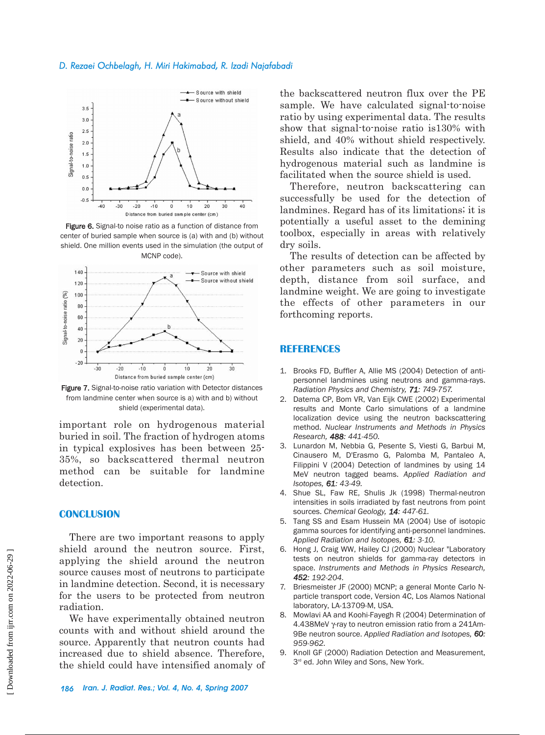Source with shield
Source without shield

Signal-to-noise ratio

3.5
3.0
2.5
2.0
1.5
1.0
0.5
0.0
-0.5

-40 -30 -20 -10 0 10 20 30 40

Distance from buried sample center (cm)

a
b

**Figure 6.** Signal-to noise ratio as a function of distance from center of buried sample when source is (a) with and (b) without shield. One million events used in the simulation (the output of MCNP code).

Source with shield
Source without shield

Signal-to-noise ratio (%)

140
120
100
80
60
40
20
0
-20

-30 -20 -10 0 10 20 30

Distance from buried sample center (cm)

a
b

**Figure 7.** Signal-to-noise ratio variation with Detector distances from landmine center when source is a) with and b) without shield (experimental data).

important role on hydrogenous material buried in soil. The fraction of hydrogen atoms in typical explosives has been between 25-35%, so backscattered thermal neutron method can be suitable for landmine detection.

## CONCLUSION

There are two important reasons to apply shield around the neutron source. First, applying the shield around the neutron source causes most of neutrons to participate in landmine detection. Second, it is necessary for the users to be protected from neutron radiation.

We have experimentally obtained neutron counts with and without shield around the source. Apparently that neutron counts had increased due to shield absence. Therefore, the shield could have intensified anomaly of the backscattered neutron flux over the PE sample. We have calculated signal-to-noise ratio by using experimental data. The results show that signal-to-noise ratio is130% with shield, and 40% without shield respectively. Results also indicate that the detection of hydrogenous material such as landmine is facilitated when the source shield is used.

Therefore, neutron backscattering can successfully be used for the detection of landmines. Regard has of its limitations; it is potentially a useful asset to the demining toolbox, especially in areas with relatively dry soils.

The results of detection can be affected by other parameters such as soil moisture, depth, distance from soil surface, and landmine weight. We are going to investigate the effects of other parameters in our forthcoming reports.

## REFERENCES

1. Brooks FD, Buffler A, Allie MS (2004) Detection of anti-personnel landmines using neutrons and gamma-rays. *Radiation Physics and Chemistry,* ***71****: 749-757.*
2. Datema CP, Bom VR, Van Eijk CWE (2002) Experimental results and Monte Carlo simulations of a landmine localization device using the neutron backscattering method. *Nuclear Instruments and Methods in Physics Research,* ***488****: 441-450.*
3. Lunardon M, Nebbia G, Pesente S, Viesti G, Barbui M, Cinausero M, D'Erasmo G, Palomba M, Pantaleo A, Filippini V (2004) Detection of landmines by using 14 MeV neutron tagged beams. *Applied Radiation and Isotopes,* ***61****: 43-49.*
4. Shue SL, Faw RE, Shulis Jk (1998) Thermal-neutron intensities in soils irradiated by fast neutrons from point sources. *Chemical Geology,* ***14****: 447-61.*
5. Tang SS and Esam Hussein MA (2004) Use of isotopic gamma sources for identifying anti-personnel landmines. *Applied Radiation and Isotopes,* ***61****: 3-10.*
6. Hong J, Craig WW, Hailey CJ (2000) Nuclear "Laboratory tests on neutron shields for gamma-ray detectors in space. *Instruments and Methods in Physics Research,* ***452****: 192-204.*
7. Briesmeister JF (2000) MCNP; a general Monte Carlo N-particle transport code, Version 4C, Los Alamos National laboratory, LA-13709-M, USA.
8. Mowlavi AA and Koohi-Fayegh R (2004) Determination of 4.438MeV γ-ray to neutron emission ratio from a 241Am-9Be neutron source. *Applied Radiation and Isotopes,* ***60****: 959-962.*
9. Knoll GF (2000) Radiation Detection and Measurement, 3rd ed. John Wiley and Sons, New York.